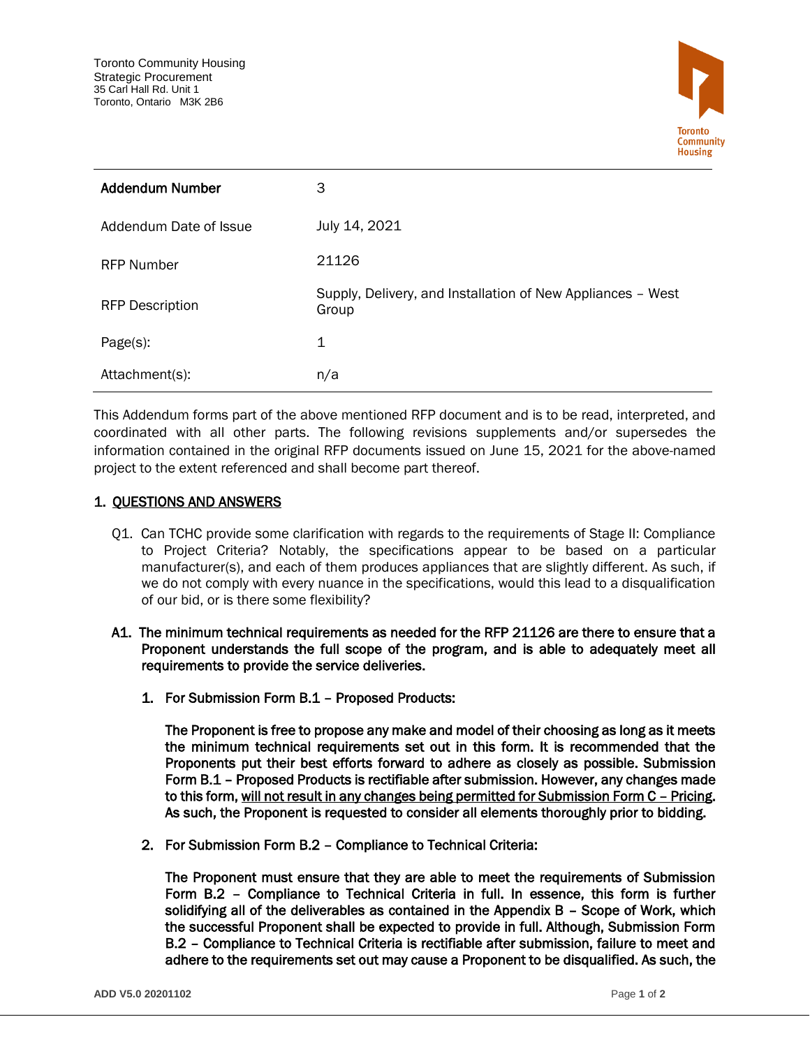Toronto Community Housing
Strategic Procurement
35 Carl Hall Rd. Unit 1
Toronto, Ontario M3K 2B6

| **Addendum Number** | 3 |
|---|---|
| Addendum Date of Issue | July 14, 2021 |
| RFP Number | 21126 |
| RFP Description | Supply, Delivery, and Installation of New Appliances – West Group |
| Page(s): | 1 |
| Attachment(s): | n/a |

This Addendum forms part of the above mentioned RFP document and is to be read, interpreted, and coordinated with all other parts. The following revisions supplements and/or supersedes the information contained in the original RFP documents issued on June 15, 2021 for the above-named project to the extent referenced and shall become part thereof.

## 1. QUESTIONS AND ANSWERS

Q1. Can TCHC provide some clarification with regards to the requirements of Stage II: Compliance to Project Criteria? Notably, the specifications appear to be based on a particular manufacturer(s), and each of them produces appliances that are slightly different. As such, if we do not comply with every nuance in the specifications, would this lead to a disqualification of our bid, or is there some flexibility?

**A1. The minimum technical requirements as needed for the RFP 21126 are there to ensure that a Proponent understands the full scope of the program, and is able to adequately meet all requirements to provide the service deliveries.**

1. **For Submission Form B.1 – Proposed Products:**

   **The Proponent is free to propose any make and model of their choosing as long as it meets the minimum technical requirements set out in this form. It is recommended that the Proponents put their best efforts forward to adhere as closely as possible. Submission Form B.1 – Proposed Products is rectifiable after submission. However, any changes made to this form, <u>will not result in any changes being permitted for Submission Form C – Pricing</u>. As such, the Proponent is requested to consider all elements thoroughly prior to bidding.**

2. **For Submission Form B.2 – Compliance to Technical Criteria:**

   **The Proponent must ensure that they are able to meet the requirements of Submission Form B.2 – Compliance to Technical Criteria in full. In essence, this form is further solidifying all of the deliverables as contained in the Appendix B – Scope of Work, which the successful Proponent shall be expected to provide in full. Although, Submission Form B.2 – Compliance to Technical Criteria is rectifiable after submission, failure to meet and adhere to the requirements set out may cause a Proponent to be disqualified. As such, the**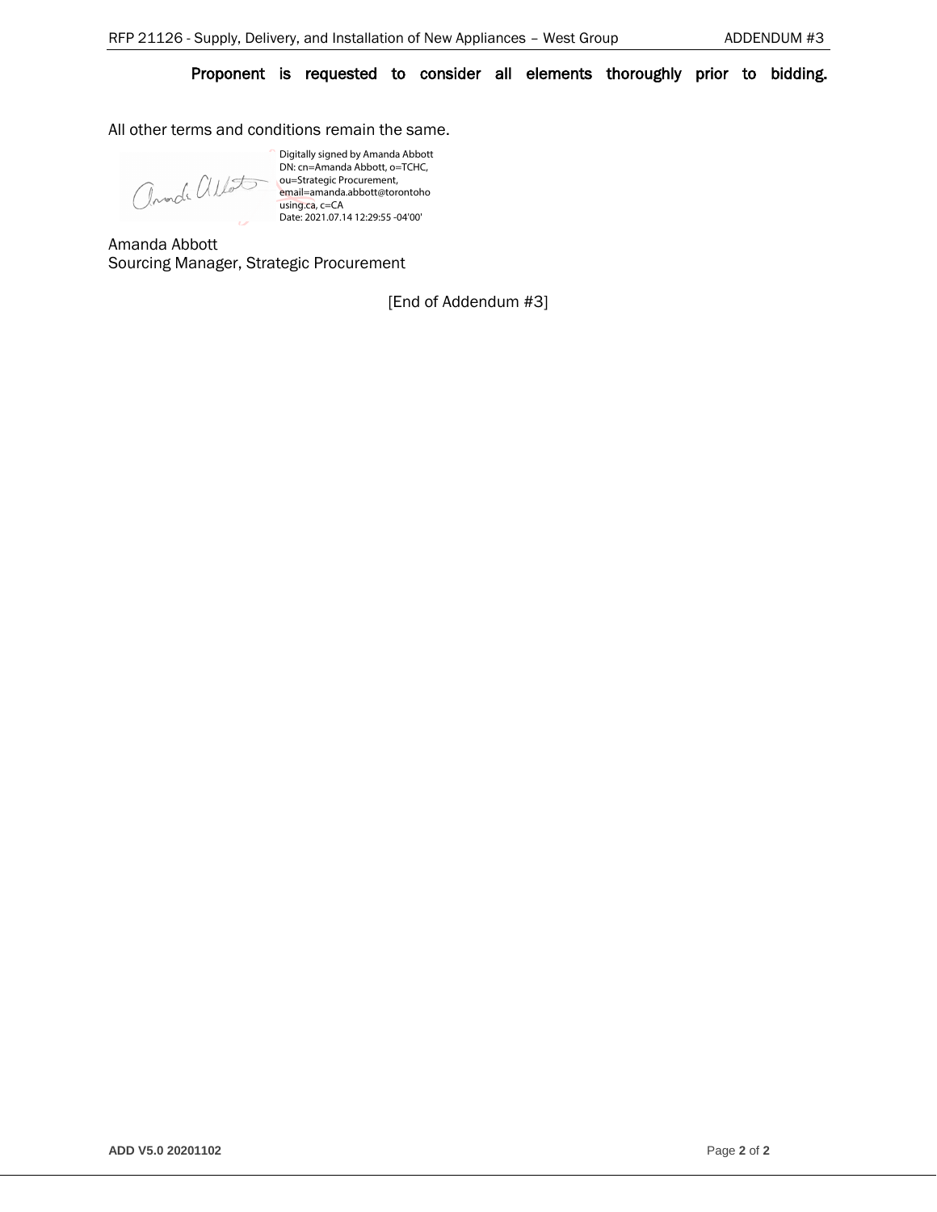**Proponent is requested to consider all elements thoroughly prior to bidding.**

All other terms and conditions remain the same.

Digitally signed by Amanda Abbott
DN: cn=Amanda Abbott, o=TCHC, ou=Strategic Procurement, email=amanda.abbott@torontohousing.ca, c=CA
Date: 2021.07.14 12:29:55 -04'00'

Amanda Abbott
Sourcing Manager, Strategic Procurement

[End of Addendum #3]